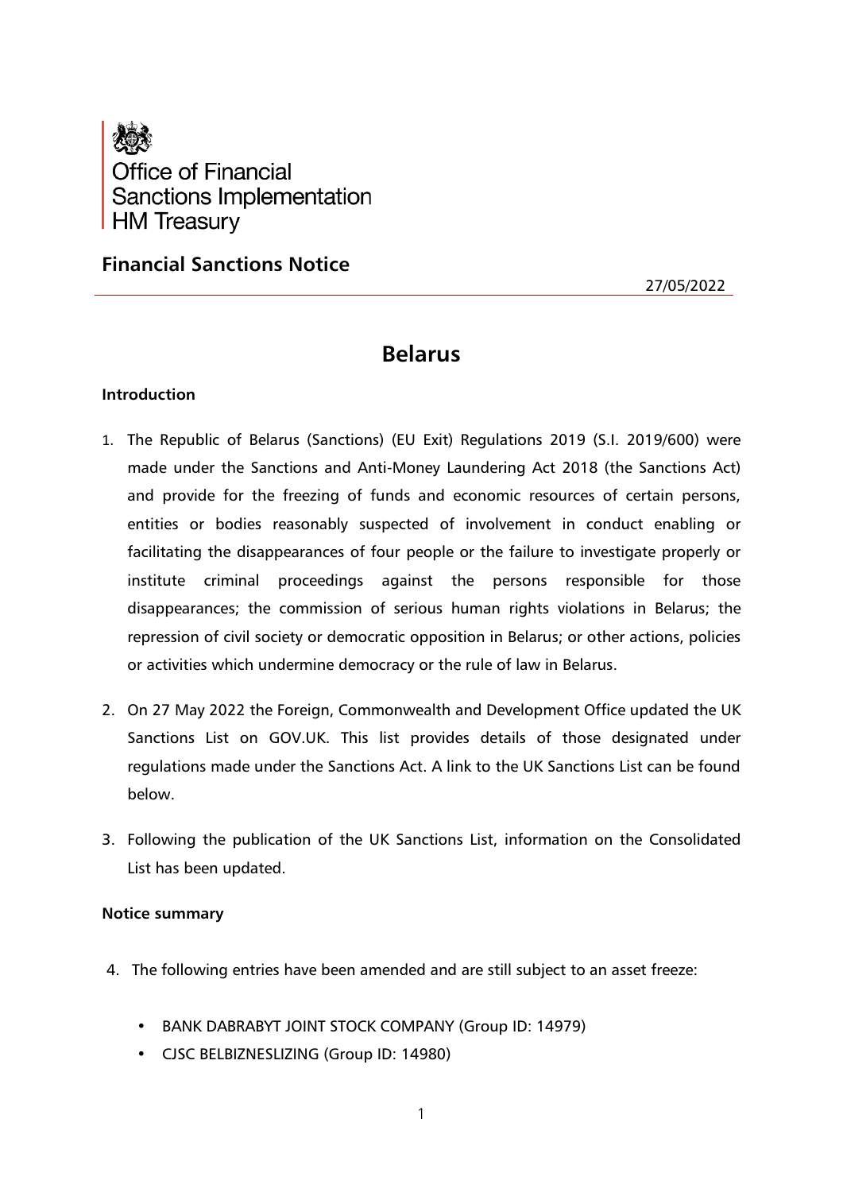Office of Financial
Sanctions Implementation
HM Treasury

## Financial Sanctions Notice

27/05/2022

# Belarus

### Introduction

1. The Republic of Belarus (Sanctions) (EU Exit) Regulations 2019 (S.I. 2019/600) were made under the Sanctions and Anti-Money Laundering Act 2018 (the Sanctions Act) and provide for the freezing of funds and economic resources of certain persons, entities or bodies reasonably suspected of involvement in conduct enabling or facilitating the disappearances of four people or the failure to investigate properly or institute criminal proceedings against the persons responsible for those disappearances; the commission of serious human rights violations in Belarus; the repression of civil society or democratic opposition in Belarus; or other actions, policies or activities which undermine democracy or the rule of law in Belarus.

2. On 27 May 2022 the Foreign, Commonwealth and Development Office updated the UK Sanctions List on GOV.UK. This list provides details of those designated under regulations made under the Sanctions Act. A link to the UK Sanctions List can be found below.

3. Following the publication of the UK Sanctions List, information on the Consolidated List has been updated.

### Notice summary

4. The following entries have been amended and are still subject to an asset freeze:

   - BANK DABRABYT JOINT STOCK COMPANY (Group ID: 14979)
   - CJSC BELBIZNESLIZING (Group ID: 14980)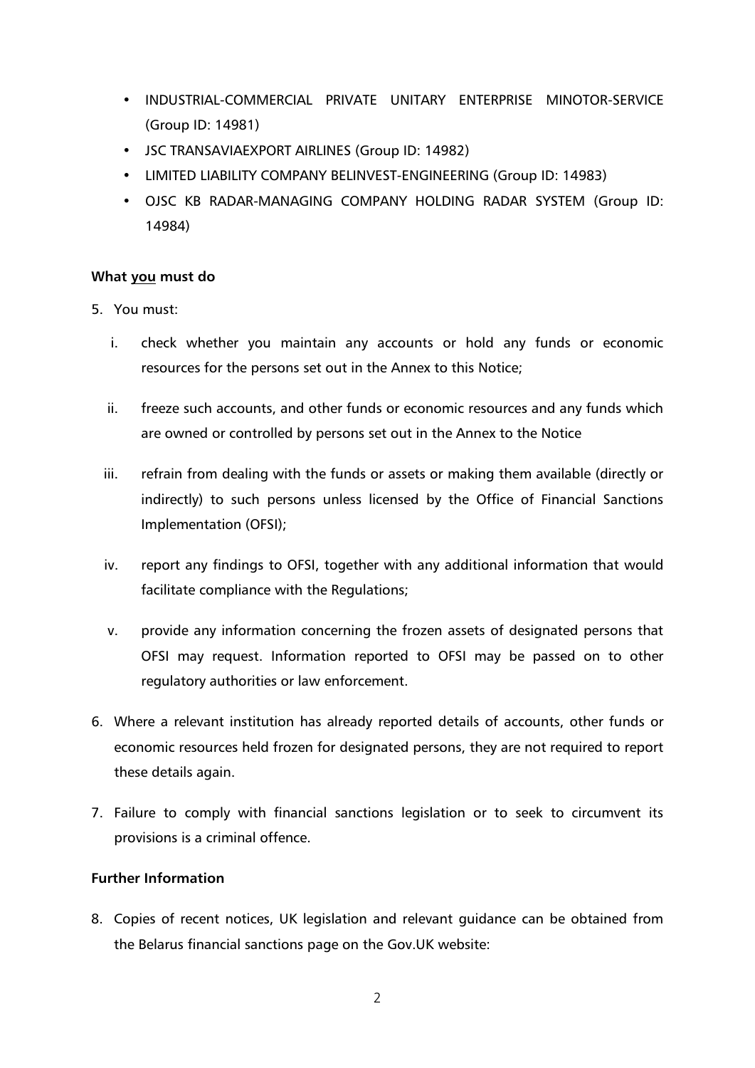- INDUSTRIAL-COMMERCIAL PRIVATE UNITARY ENTERPRISE MINOTOR-SERVICE (Group ID: 14981)
- JSC TRANSAVIAEXPORT AIRLINES (Group ID: 14982)
- LIMITED LIABILITY COMPANY BELINVEST-ENGINEERING (Group ID: 14983)
- OJSC KB RADAR-MANAGING COMPANY HOLDING RADAR SYSTEM (Group ID: 14984)

**What you must do**

5. You must:

   i. check whether you maintain any accounts or hold any funds or economic resources for the persons set out in the Annex to this Notice;

   ii. freeze such accounts, and other funds or economic resources and any funds which are owned or controlled by persons set out in the Annex to the Notice

   iii. refrain from dealing with the funds or assets or making them available (directly or indirectly) to such persons unless licensed by the Office of Financial Sanctions Implementation (OFSI);

   iv. report any findings to OFSI, together with any additional information that would facilitate compliance with the Regulations;

   v. provide any information concerning the frozen assets of designated persons that OFSI may request. Information reported to OFSI may be passed on to other regulatory authorities or law enforcement.

6. Where a relevant institution has already reported details of accounts, other funds or economic resources held frozen for designated persons, they are not required to report these details again.

7. Failure to comply with financial sanctions legislation or to seek to circumvent its provisions is a criminal offence.

**Further Information**

8. Copies of recent notices, UK legislation and relevant guidance can be obtained from the Belarus financial sanctions page on the Gov.UK website: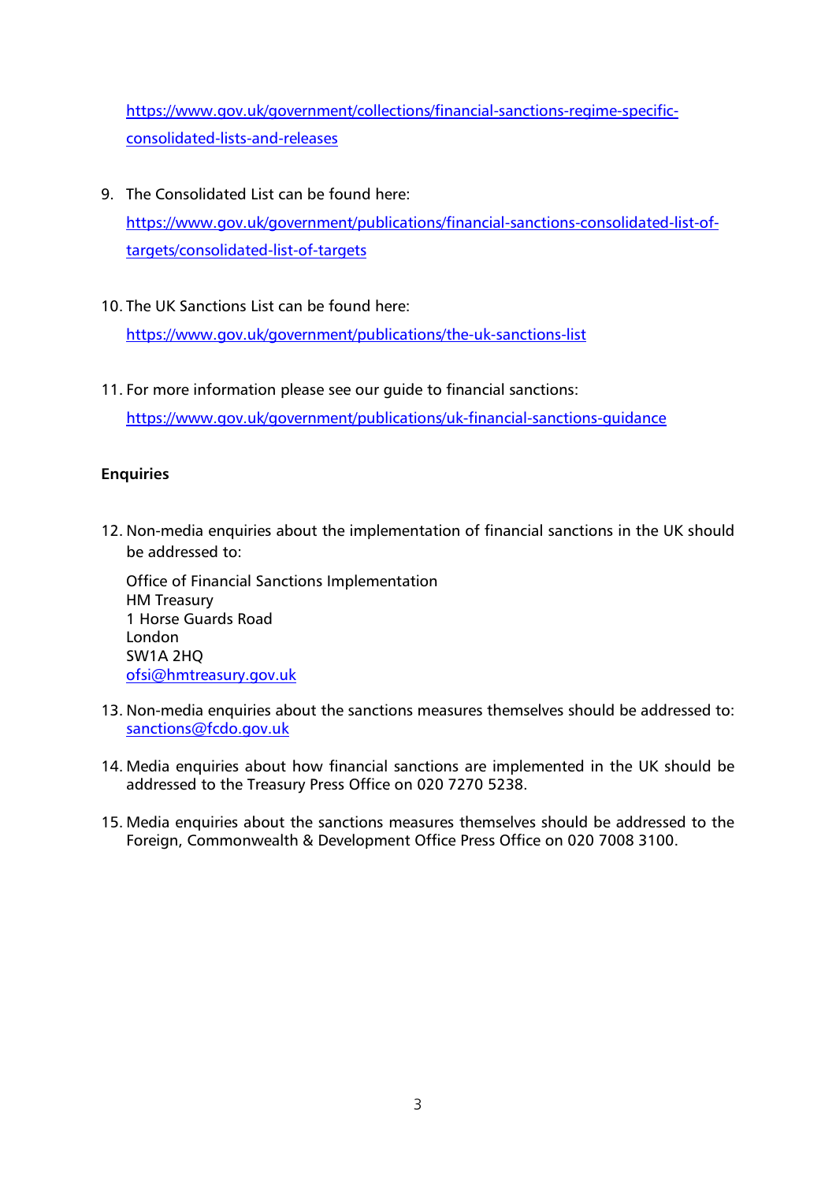https://www.gov.uk/government/collections/financial-sanctions-regime-specific-consolidated-lists-and-releases

9. The Consolidated List can be found here: https://www.gov.uk/government/publications/financial-sanctions-consolidated-list-of-targets/consolidated-list-of-targets

10. The UK Sanctions List can be found here: https://www.gov.uk/government/publications/the-uk-sanctions-list

11. For more information please see our guide to financial sanctions: https://www.gov.uk/government/publications/uk-financial-sanctions-guidance

**Enquiries**

12. Non-media enquiries about the implementation of financial sanctions in the UK should be addressed to:

    Office of Financial Sanctions Implementation
    HM Treasury
    1 Horse Guards Road
    London
    SW1A 2HQ
    ofsi@hmtreasury.gov.uk

13. Non-media enquiries about the sanctions measures themselves should be addressed to: sanctions@fcdo.gov.uk

14. Media enquiries about how financial sanctions are implemented in the UK should be addressed to the Treasury Press Office on 020 7270 5238.

15. Media enquiries about the sanctions measures themselves should be addressed to the Foreign, Commonwealth & Development Office Press Office on 020 7008 3100.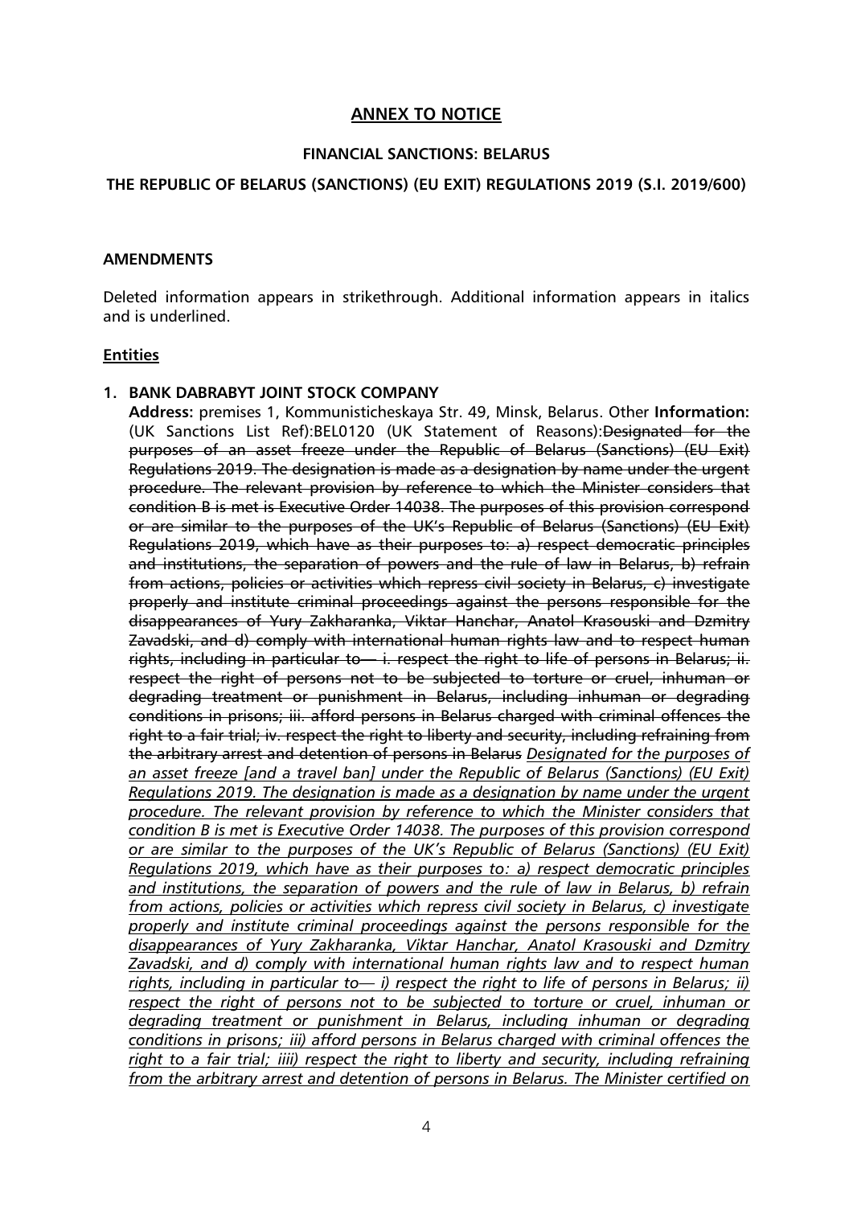**ANNEX TO NOTICE**

**FINANCIAL SANCTIONS: BELARUS**

**THE REPUBLIC OF BELARUS (SANCTIONS) (EU EXIT) REGULATIONS 2019 (S.I. 2019/600)**

**AMENDMENTS**

Deleted information appears in strikethrough. Additional information appears in italics and is underlined.

**Entities**

1. **BANK DABRABYT JOINT STOCK COMPANY**

   **Address:** premises 1, Kommunisticheskaya Str. 49, Minsk, Belarus. Other **Information:** (UK Sanctions List Ref):BEL0120 (UK Statement of Reasons):~~Designated for the purposes of an asset freeze under the Republic of Belarus (Sanctions) (EU Exit) Regulations 2019. The designation is made as a designation by name under the urgent procedure. The relevant provision by reference to which the Minister considers that condition B is met is Executive Order 14038. The purposes of this provision correspond or are similar to the purposes of the UK's Republic of Belarus (Sanctions) (EU Exit) Regulations 2019, which have as their purposes to: a) respect democratic principles and institutions, the separation of powers and the rule of law in Belarus, b) refrain from actions, policies or activities which repress civil society in Belarus, c) investigate properly and institute criminal proceedings against the persons responsible for the disappearances of Yury Zakharanka, Viktar Hanchar, Anatol Krasouski and Dzmitry Zavadski, and d) comply with international human rights law and to respect human rights, including in particular to— i. respect the right to life of persons in Belarus; ii. respect the right of persons not to be subjected to torture or cruel, inhuman or degrading treatment or punishment in Belarus, including inhuman or degrading conditions in prisons; iii. afford persons in Belarus charged with criminal offences the right to a fair trial; iv. respect the right to liberty and security, including refraining from the arbitrary arrest and detention of persons in Belarus~~ *<u>Designated for the purposes of an asset freeze [and a travel ban] under the Republic of Belarus (Sanctions) (EU Exit) Regulations 2019. The designation is made as a designation by name under the urgent procedure. The relevant provision by reference to which the Minister considers that condition B is met is Executive Order 14038. The purposes of this provision correspond or are similar to the purposes of the UK's Republic of Belarus (Sanctions) (EU Exit) Regulations 2019, which have as their purposes to: a) respect democratic principles and institutions, the separation of powers and the rule of law in Belarus, b) refrain from actions, policies or activities which repress civil society in Belarus, c) investigate properly and institute criminal proceedings against the persons responsible for the disappearances of Yury Zakharanka, Viktar Hanchar, Anatol Krasouski and Dzmitry Zavadski, and d) comply with international human rights law and to respect human rights, including in particular to— i) respect the right to life of persons in Belarus; ii) respect the right of persons not to be subjected to torture or cruel, inhuman or degrading treatment or punishment in Belarus, including inhuman or degrading conditions in prisons; iii) afford persons in Belarus charged with criminal offences the right to a fair trial; iiii) respect the right to liberty and security, including refraining from the arbitrary arrest and detention of persons in Belarus. The Minister certified on</u>*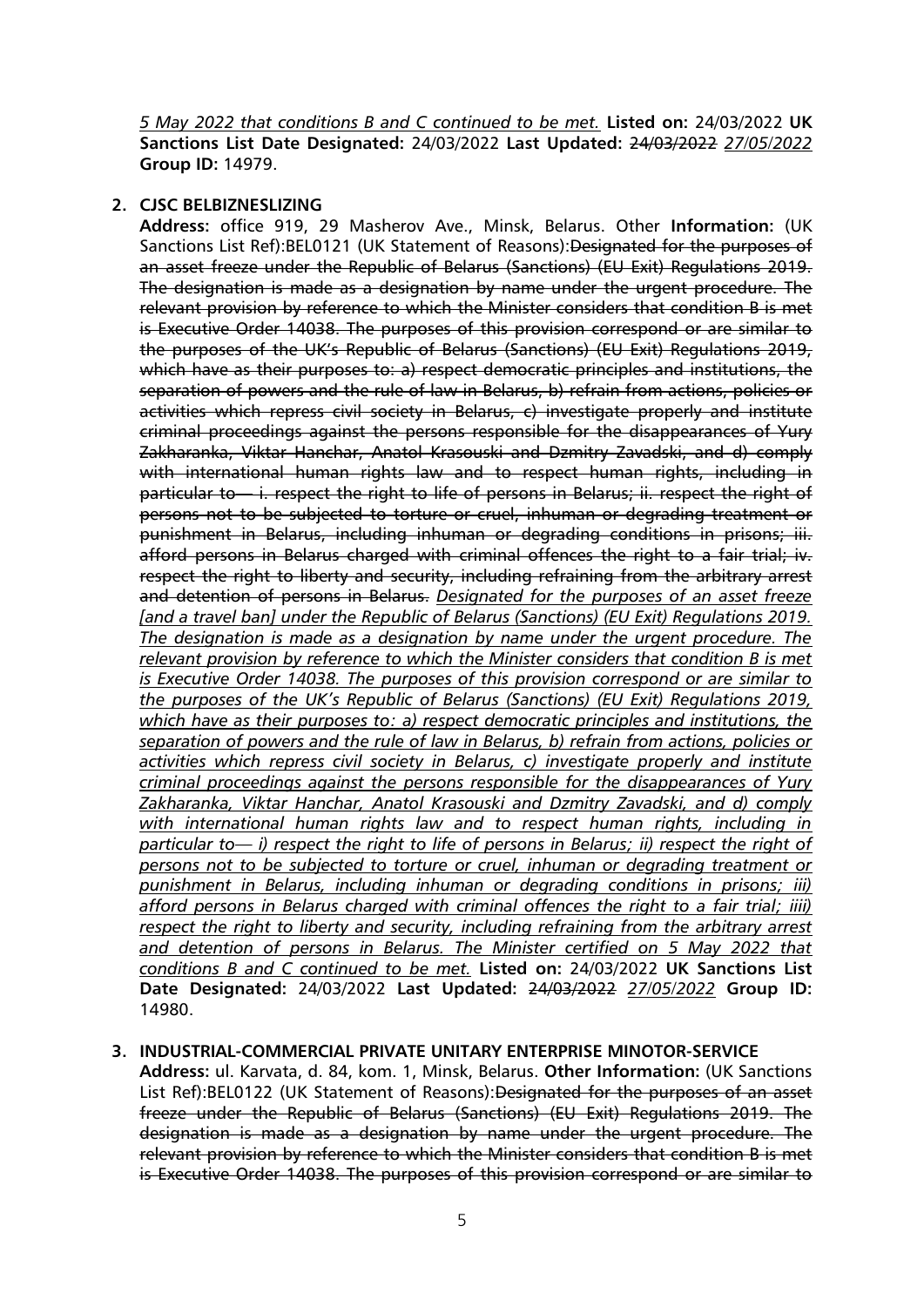*5 May 2022 that conditions B and C continued to be met.* **Listed on:** 24/03/2022 **UK Sanctions List Date Designated:** 24/03/2022 **Last Updated:** ~~24/03/2022~~ *27/05/2022* **Group ID:** 14979.

2. **CJSC BELBIZNESLIZING**
   **Address:** office 919, 29 Masherov Ave., Minsk, Belarus. Other **Information:** (UK Sanctions List Ref):BEL0121 (UK Statement of Reasons):~~Designated for the purposes of an asset freeze under the Republic of Belarus (Sanctions) (EU Exit) Regulations 2019. The designation is made as a designation by name under the urgent procedure. The relevant provision by reference to which the Minister considers that condition B is met is Executive Order 14038. The purposes of this provision correspond or are similar to the purposes of the UK's Republic of Belarus (Sanctions) (EU Exit) Regulations 2019, which have as their purposes to: a) respect democratic principles and institutions, the separation of powers and the rule of law in Belarus, b) refrain from actions, policies or activities which repress civil society in Belarus, c) investigate properly and institute criminal proceedings against the persons responsible for the disappearances of Yury Zakharanka, Viktar Hanchar, Anatol Krasouski and Dzmitry Zavadski, and d) comply with international human rights law and to respect human rights, including in particular to— i. respect the right to life of persons in Belarus; ii. respect the right of persons not to be subjected to torture or cruel, inhuman or degrading treatment or punishment in Belarus, including inhuman or degrading conditions in prisons; iii. afford persons in Belarus charged with criminal offences the right to a fair trial; iv. respect the right to liberty and security, including refraining from the arbitrary arrest and detention of persons in Belarus.~~ *Designated for the purposes of an asset freeze [and a travel ban] under the Republic of Belarus (Sanctions) (EU Exit) Regulations 2019. The designation is made as a designation by name under the urgent procedure. The relevant provision by reference to which the Minister considers that condition B is met is Executive Order 14038. The purposes of this provision correspond or are similar to the purposes of the UK's Republic of Belarus (Sanctions) (EU Exit) Regulations 2019, which have as their purposes to: a) respect democratic principles and institutions, the separation of powers and the rule of law in Belarus, b) refrain from actions, policies or activities which repress civil society in Belarus, c) investigate properly and institute criminal proceedings against the persons responsible for the disappearances of Yury Zakharanka, Viktar Hanchar, Anatol Krasouski and Dzmitry Zavadski, and d) comply with international human rights law and to respect human rights, including in particular to— i) respect the right to life of persons in Belarus; ii) respect the right of persons not to be subjected to torture or cruel, inhuman or degrading treatment or punishment in Belarus, including inhuman or degrading conditions in prisons; iii) afford persons in Belarus charged with criminal offences the right to a fair trial; iiii) respect the right to liberty and security, including refraining from the arbitrary arrest and detention of persons in Belarus. The Minister certified on 5 May 2022 that conditions B and C continued to be met.* **Listed on:** 24/03/2022 **UK Sanctions List Date Designated:** 24/03/2022 **Last Updated:** ~~24/03/2022~~ *27/05/2022* **Group ID:** 14980.

3. **INDUSTRIAL-COMMERCIAL PRIVATE UNITARY ENTERPRISE MINOTOR-SERVICE**
   **Address:** ul. Karvata, d. 84, kom. 1, Minsk, Belarus. **Other Information:** (UK Sanctions List Ref):BEL0122 (UK Statement of Reasons):~~Designated for the purposes of an asset freeze under the Republic of Belarus (Sanctions) (EU Exit) Regulations 2019. The designation is made as a designation by name under the urgent procedure. The relevant provision by reference to which the Minister considers that condition B is met is Executive Order 14038. The purposes of this provision correspond or are similar to~~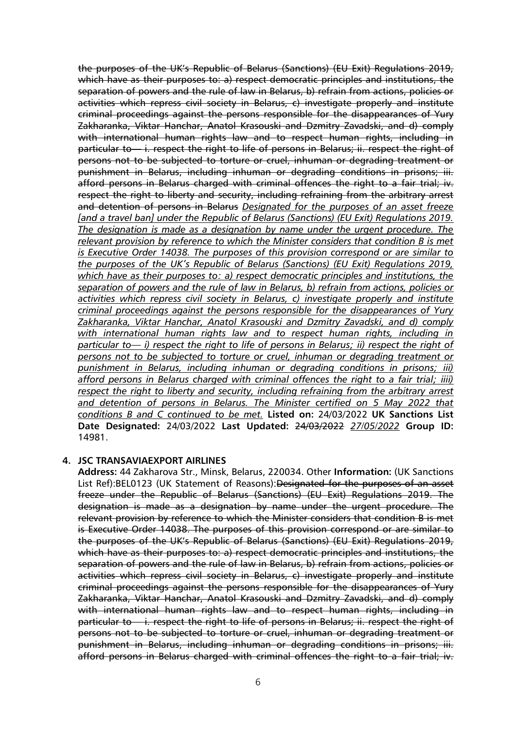~~the purposes of the UK's Republic of Belarus (Sanctions) (EU Exit) Regulations 2019, which have as their purposes to: a) respect democratic principles and institutions, the separation of powers and the rule of law in Belarus, b) refrain from actions, policies or activities which repress civil society in Belarus, c) investigate properly and institute criminal proceedings against the persons responsible for the disappearances of Yury Zakharanka, Viktar Hanchar, Anatol Krasouski and Dzmitry Zavadski, and d) comply with international human rights law and to respect human rights, including in particular to— i. respect the right to life of persons in Belarus; ii. respect the right of persons not to be subjected to torture or cruel, inhuman or degrading treatment or punishment in Belarus, including inhuman or degrading conditions in prisons; iii. afford persons in Belarus charged with criminal offences the right to a fair trial; iv. respect the right to liberty and security, including refraining from the arbitrary arrest and detention of persons in Belarus~~ <u>*Designated for the purposes of an asset freeze [and a travel ban] under the Republic of Belarus (Sanctions) (EU Exit) Regulations 2019. The designation is made as a designation by name under the urgent procedure. The relevant provision by reference to which the Minister considers that condition B is met is Executive Order 14038. The purposes of this provision correspond or are similar to the purposes of the UK's Republic of Belarus (Sanctions) (EU Exit) Regulations 2019, which have as their purposes to: a) respect democratic principles and institutions, the separation of powers and the rule of law in Belarus, b) refrain from actions, policies or activities which repress civil society in Belarus, c) investigate properly and institute criminal proceedings against the persons responsible for the disappearances of Yury Zakharanka, Viktar Hanchar, Anatol Krasouski and Dzmitry Zavadski, and d) comply with international human rights law and to respect human rights, including in particular to— i) respect the right to life of persons in Belarus; ii) respect the right of persons not to be subjected to torture or cruel, inhuman or degrading treatment or punishment in Belarus, including inhuman or degrading conditions in prisons; iii) afford persons in Belarus charged with criminal offences the right to a fair trial; iiii) respect the right to liberty and security, including refraining from the arbitrary arrest and detention of persons in Belarus. The Minister certified on 5 May 2022 that conditions B and C continued to be met.*</u> **Listed on:** 24/03/2022 **UK Sanctions List Date Designated:** 24/03/2022 **Last Updated:** ~~24/03/2022~~ <u>*27/05/2022*</u> **Group ID:** 14981.

4. **JSC TRANSAVIAEXPORT AIRLINES**
   **Address:** 44 Zakharova Str., Minsk, Belarus, 220034. Other **Information:** (UK Sanctions List Ref):BEL0123 (UK Statement of Reasons):~~Designated for the purposes of an asset freeze under the Republic of Belarus (Sanctions) (EU Exit) Regulations 2019. The designation is made as a designation by name under the urgent procedure. The relevant provision by reference to which the Minister considers that condition B is met is Executive Order 14038. The purposes of this provision correspond or are similar to the purposes of the UK's Republic of Belarus (Sanctions) (EU Exit) Regulations 2019, which have as their purposes to: a) respect democratic principles and institutions, the separation of powers and the rule of law in Belarus, b) refrain from actions, policies or activities which repress civil society in Belarus, c) investigate properly and institute criminal proceedings against the persons responsible for the disappearances of Yury Zakharanka, Viktar Hanchar, Anatol Krasouski and Dzmitry Zavadski, and d) comply with international human rights law and to respect human rights, including in particular to— i. respect the right to life of persons in Belarus; ii. respect the right of persons not to be subjected to torture or cruel, inhuman or degrading treatment or punishment in Belarus, including inhuman or degrading conditions in prisons; iii. afford persons in Belarus charged with criminal offences the right to a fair trial; iv.~~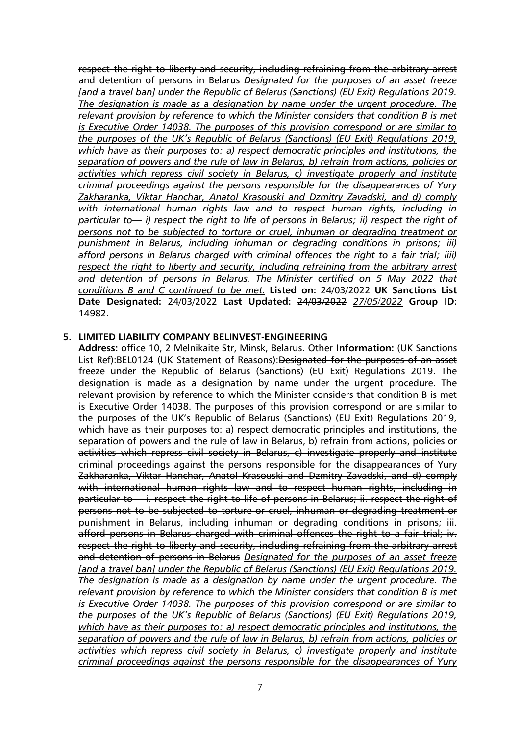~~respect the right to liberty and security, including refraining from the arbitrary arrest and detention of persons in Belarus~~ *Designated for the purposes of an asset freeze [and a travel ban] under the Republic of Belarus (Sanctions) (EU Exit) Regulations 2019. The designation is made as a designation by name under the urgent procedure. The relevant provision by reference to which the Minister considers that condition B is met is Executive Order 14038. The purposes of this provision correspond or are similar to the purposes of the UK's Republic of Belarus (Sanctions) (EU Exit) Regulations 2019, which have as their purposes to: a) respect democratic principles and institutions, the separation of powers and the rule of law in Belarus, b) refrain from actions, policies or activities which repress civil society in Belarus, c) investigate properly and institute criminal proceedings against the persons responsible for the disappearances of Yury Zakharanka, Viktar Hanchar, Anatol Krasouski and Dzmitry Zavadski, and d) comply with international human rights law and to respect human rights, including in particular to— i) respect the right to life of persons in Belarus; ii) respect the right of persons not to be subjected to torture or cruel, inhuman or degrading treatment or punishment in Belarus, including inhuman or degrading conditions in prisons; iii) afford persons in Belarus charged with criminal offences the right to a fair trial; iiii) respect the right to liberty and security, including refraining from the arbitrary arrest and detention of persons in Belarus. The Minister certified on 5 May 2022 that conditions B and C continued to be met.* **Listed on:** 24/03/2022 **UK Sanctions List Date Designated:** 24/03/2022 **Last Updated:** ~~24/03/2022~~ *27/05/2022* **Group ID:** 14982.

5. **LIMITED LIABILITY COMPANY BELINVEST-ENGINEERING**
   **Address:** office 10, 2 Melnikaite Str, Minsk, Belarus. Other **Information:** (UK Sanctions List Ref):BEL0124 (UK Statement of Reasons):~~Designated for the purposes of an asset freeze under the Republic of Belarus (Sanctions) (EU Exit) Regulations 2019. The designation is made as a designation by name under the urgent procedure. The relevant provision by reference to which the Minister considers that condition B is met is Executive Order 14038. The purposes of this provision correspond or are similar to the purposes of the UK's Republic of Belarus (Sanctions) (EU Exit) Regulations 2019, which have as their purposes to: a) respect democratic principles and institutions, the separation of powers and the rule of law in Belarus, b) refrain from actions, policies or activities which repress civil society in Belarus, c) investigate properly and institute criminal proceedings against the persons responsible for the disappearances of Yury Zakharanka, Viktar Hanchar, Anatol Krasouski and Dzmitry Zavadski, and d) comply with international human rights law and to respect human rights, including in particular to— i. respect the right to life of persons in Belarus; ii. respect the right of persons not to be subjected to torture or cruel, inhuman or degrading treatment or punishment in Belarus, including inhuman or degrading conditions in prisons; iii. afford persons in Belarus charged with criminal offences the right to a fair trial; iv. respect the right to liberty and security, including refraining from the arbitrary arrest and detention of persons in Belarus~~ *Designated for the purposes of an asset freeze [and a travel ban] under the Republic of Belarus (Sanctions) (EU Exit) Regulations 2019. The designation is made as a designation by name under the urgent procedure. The relevant provision by reference to which the Minister considers that condition B is met is Executive Order 14038. The purposes of this provision correspond or are similar to the purposes of the UK's Republic of Belarus (Sanctions) (EU Exit) Regulations 2019, which have as their purposes to: a) respect democratic principles and institutions, the separation of powers and the rule of law in Belarus, b) refrain from actions, policies or activities which repress civil society in Belarus, c) investigate properly and institute criminal proceedings against the persons responsible for the disappearances of Yury*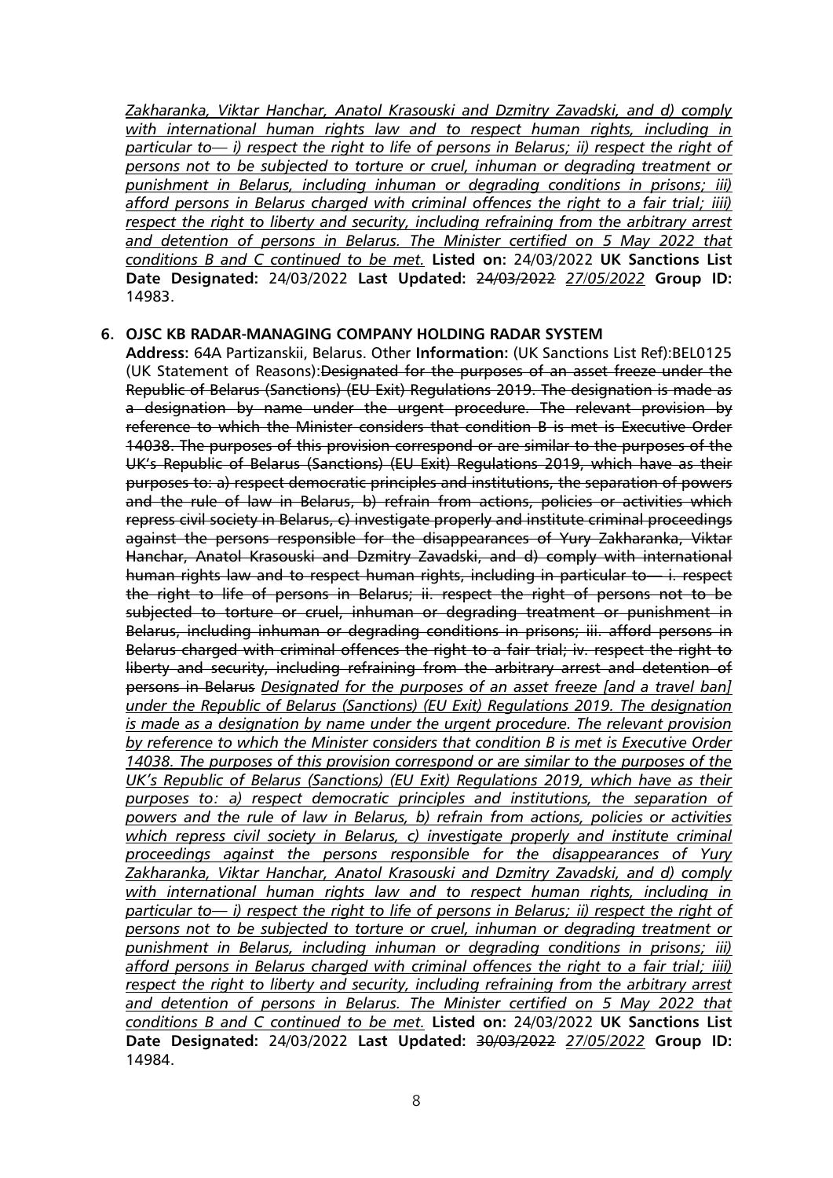*Zakharanka, Viktar Hanchar, Anatol Krasouski and Dzmitry Zavadski, and d) comply with international human rights law and to respect human rights, including in particular to— i) respect the right to life of persons in Belarus; ii) respect the right of persons not to be subjected to torture or cruel, inhuman or degrading treatment or punishment in Belarus, including inhuman or degrading conditions in prisons; iii) afford persons in Belarus charged with criminal offences the right to a fair trial; iiii) respect the right to liberty and security, including refraining from the arbitrary arrest and detention of persons in Belarus. The Minister certified on 5 May 2022 that conditions B and C continued to be met.* **Listed on:** 24/03/2022 **UK Sanctions List Date Designated:** 24/03/2022 **Last Updated:** ~~24/03/2022~~ *27/05/2022* **Group ID:** 14983.

6. **OJSC KB RADAR-MANAGING COMPANY HOLDING RADAR SYSTEM**
   **Address:** 64A Partizanskii, Belarus. Other **Information:** (UK Sanctions List Ref):BEL0125 (UK Statement of Reasons):~~Designated for the purposes of an asset freeze under the Republic of Belarus (Sanctions) (EU Exit) Regulations 2019. The designation is made as a designation by name under the urgent procedure. The relevant provision by reference to which the Minister considers that condition B is met is Executive Order 14038. The purposes of this provision correspond or are similar to the purposes of the UK's Republic of Belarus (Sanctions) (EU Exit) Regulations 2019, which have as their purposes to: a) respect democratic principles and institutions, the separation of powers and the rule of law in Belarus, b) refrain from actions, policies or activities which repress civil society in Belarus, c) investigate properly and institute criminal proceedings against the persons responsible for the disappearances of Yury Zakharanka, Viktar Hanchar, Anatol Krasouski and Dzmitry Zavadski, and d) comply with international human rights law and to respect human rights, including in particular to— i. respect the right to life of persons in Belarus; ii. respect the right of persons not to be subjected to torture or cruel, inhuman or degrading treatment or punishment in Belarus, including inhuman or degrading conditions in prisons; iii. afford persons in Belarus charged with criminal offences the right to a fair trial; iv. respect the right to liberty and security, including refraining from the arbitrary arrest and detention of persons in Belarus~~ *Designated for the purposes of an asset freeze [and a travel ban] under the Republic of Belarus (Sanctions) (EU Exit) Regulations 2019. The designation is made as a designation by name under the urgent procedure. The relevant provision by reference to which the Minister considers that condition B is met is Executive Order 14038. The purposes of this provision correspond or are similar to the purposes of the UK's Republic of Belarus (Sanctions) (EU Exit) Regulations 2019, which have as their purposes to: a) respect democratic principles and institutions, the separation of powers and the rule of law in Belarus, b) refrain from actions, policies or activities which repress civil society in Belarus, c) investigate properly and institute criminal proceedings against the persons responsible for the disappearances of Yury Zakharanka, Viktar Hanchar, Anatol Krasouski and Dzmitry Zavadski, and d) comply with international human rights law and to respect human rights, including in particular to— i) respect the right to life of persons in Belarus; ii) respect the right of persons not to be subjected to torture or cruel, inhuman or degrading treatment or punishment in Belarus, including inhuman or degrading conditions in prisons; iii) afford persons in Belarus charged with criminal offences the right to a fair trial; iiii) respect the right to liberty and security, including refraining from the arbitrary arrest and detention of persons in Belarus. The Minister certified on 5 May 2022 that conditions B and C continued to be met.* **Listed on:** 24/03/2022 **UK Sanctions List Date Designated:** 24/03/2022 **Last Updated:** ~~30/03/2022~~ *27/05/2022* **Group ID:** 14984.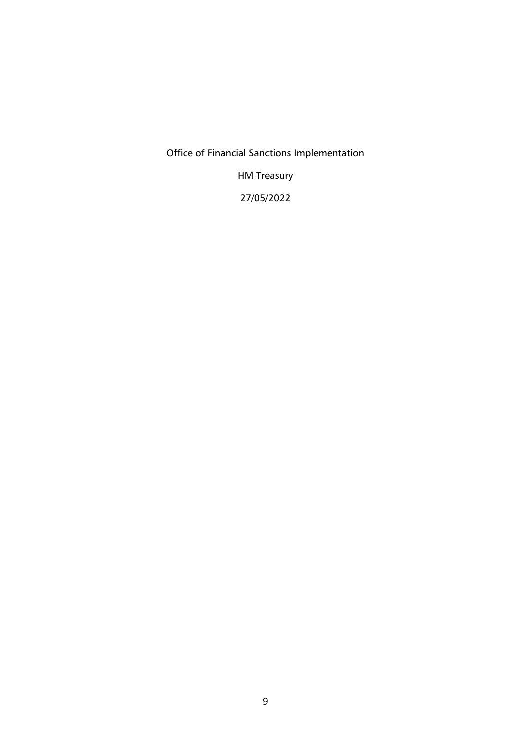Office of Financial Sanctions Implementation

HM Treasury

27/05/2022